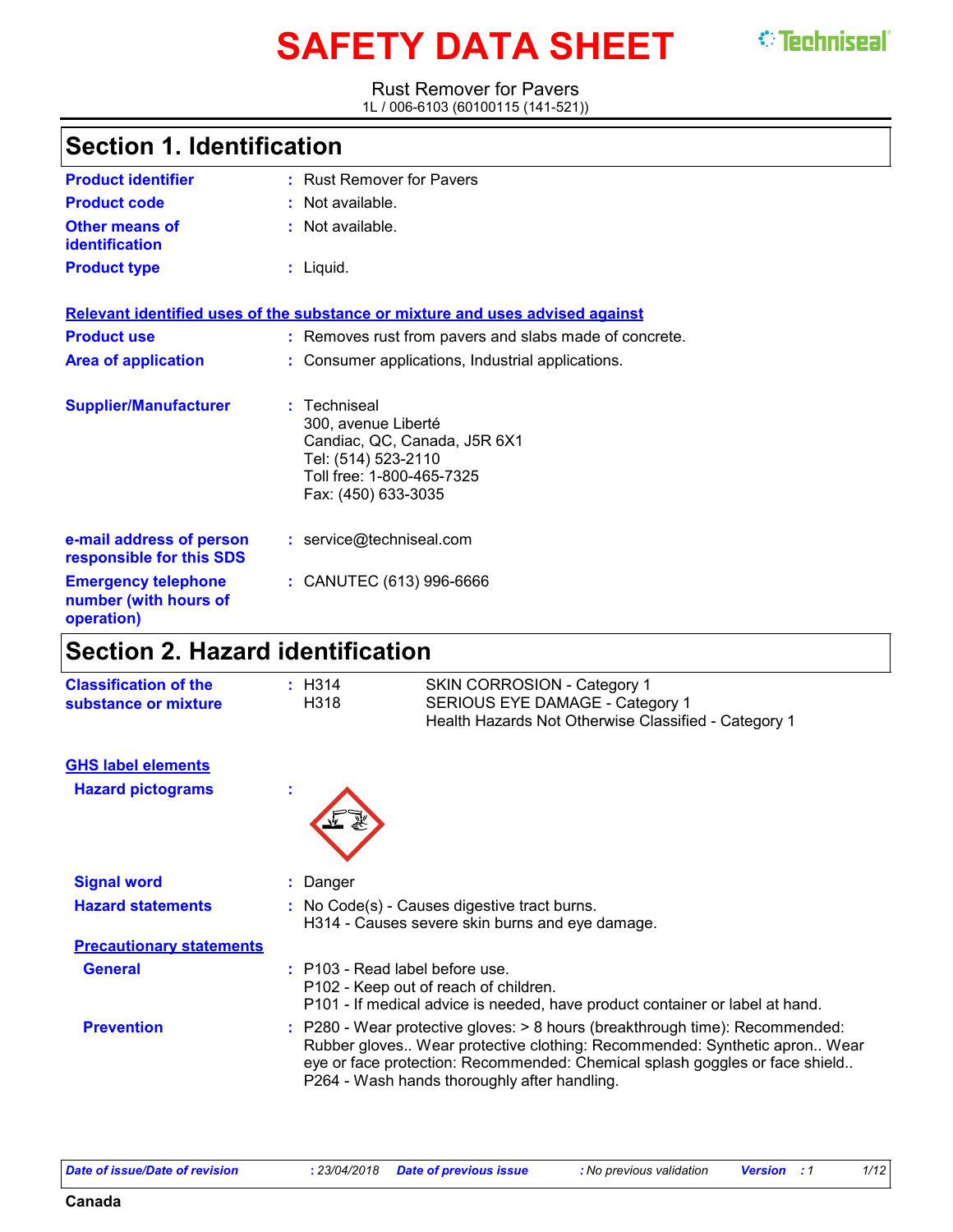# SAFETY DATA SHEET

Techniseal®

Rust Remover for Pavers
1L / 006-6103 (60100115 (141-521))

## Section 1. Identification

| | | |
|---|---|---|
| **Product identifier** | : | Rust Remover for Pavers |
| **Product code** | : | Not available. |
| **Other means of identification** | : | Not available. |
| **Product type** | : | Liquid. |

**Relevant identified uses of the substance or mixture and uses advised against**

| | | |
|---|---|---|
| **Product use** | : | Removes rust from pavers and slabs made of concrete. |
| **Area of application** | : | Consumer applications, Industrial applications. |
| **Supplier/Manufacturer** | : | Techniseal<br>300, avenue Liberté<br>Candiac, QC, Canada, J5R 6X1<br>Tel: (514) 523-2110<br>Toll free: 1-800-465-7325<br>Fax: (450) 633-3035 |
| **e-mail address of person responsible for this SDS** | : | service@techniseal.com |
| **Emergency telephone number (with hours of operation)** | : | CANUTEC (613) 996-6666 |

## Section 2. Hazard identification

**Classification of the substance or mixture** :

| | |
|---|---|
| H314 | SKIN CORROSION - Category 1 |
| H318 | SERIOUS EYE DAMAGE - Category 1 |
| | Health Hazards Not Otherwise Classified - Category 1 |

**GHS label elements**

**Hazard pictograms** :

**Signal word** : Danger

**Hazard statements** : No Code(s) - Causes digestive tract burns.
H314 - Causes severe skin burns and eye damage.

**Precautionary statements**

**General** : P103 - Read label before use.
P102 - Keep out of reach of children.
P101 - If medical advice is needed, have product container or label at hand.

**Prevention** : P280 - Wear protective gloves: > 8 hours (breakthrough time): Recommended: Rubber gloves.. Wear protective clothing: Recommended: Synthetic apron.. Wear eye or face protection: Recommended: Chemical splash goggles or face shield..
P264 - Wash hands thoroughly after handling.

*Date of issue/Date of revision* : 23/04/2018 *Date of previous issue* : No previous validation *Version* : 1

Canada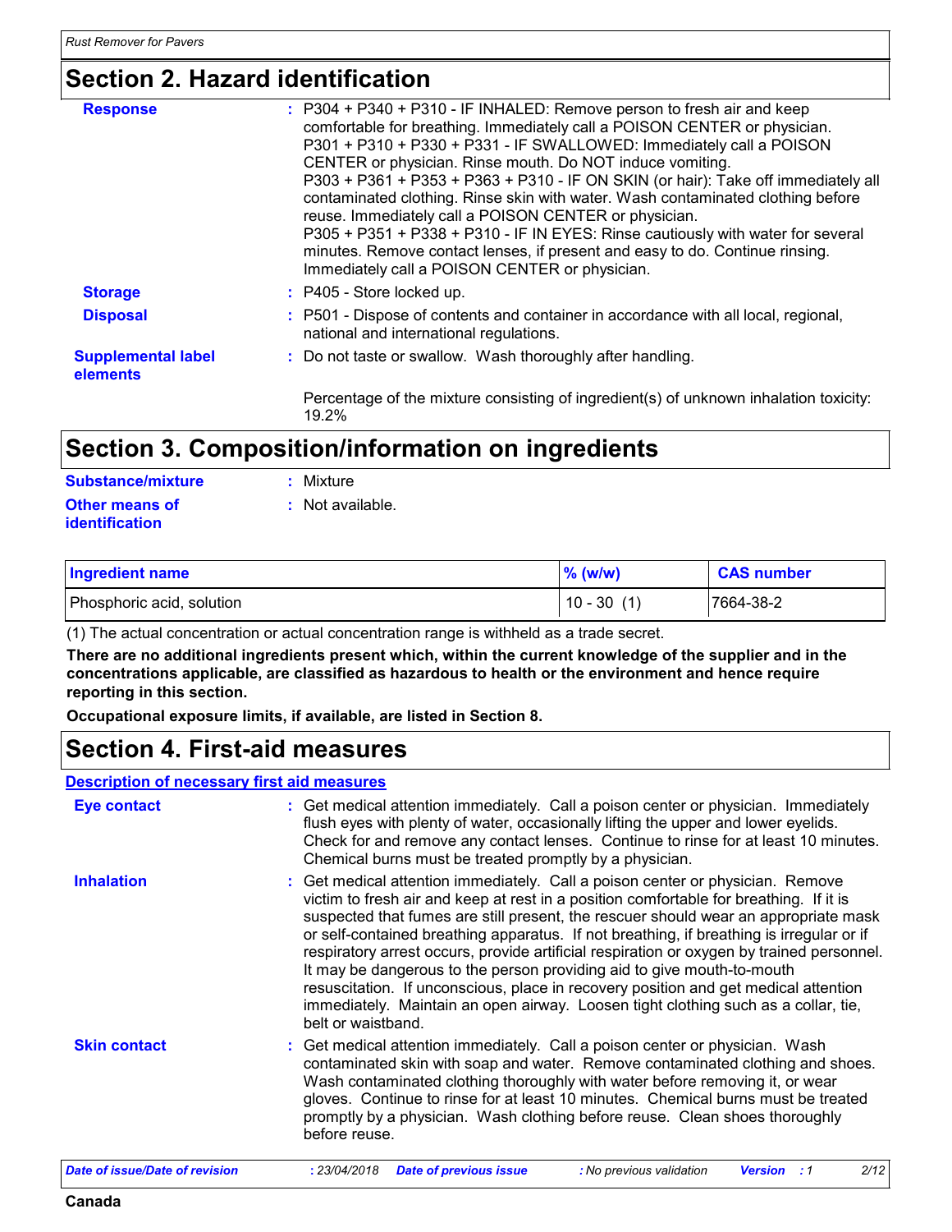## Section 2. Hazard identification

**Response** : P304 + P340 + P310 - IF INHALED: Remove person to fresh air and keep comfortable for breathing. Immediately call a POISON CENTER or physician.
P301 + P310 + P330 + P331 - IF SWALLOWED: Immediately call a POISON CENTER or physician. Rinse mouth. Do NOT induce vomiting.
P303 + P361 + P353 + P363 + P310 - IF ON SKIN (or hair): Take off immediately all contaminated clothing. Rinse skin with water. Wash contaminated clothing before reuse. Immediately call a POISON CENTER or physician.
P305 + P351 + P338 + P310 - IF IN EYES: Rinse cautiously with water for several minutes. Remove contact lenses, if present and easy to do. Continue rinsing. Immediately call a POISON CENTER or physician.

**Storage** : P405 - Store locked up.

**Disposal** : P501 - Dispose of contents and container in accordance with all local, regional, national and international regulations.

**Supplemental label elements** : Do not taste or swallow. Wash thoroughly after handling.

Percentage of the mixture consisting of ingredient(s) of unknown inhalation toxicity: 19.2%

## Section 3. Composition/information on ingredients

**Substance/mixture** : Mixture

**Other means of identification** : Not available.

| Ingredient name | % (w/w) | CAS number |
|---|---|---|
| Phosphoric acid, solution | 10 - 30 (1) | 7664-38-2 |

(1) The actual concentration or actual concentration range is withheld as a trade secret.

**There are no additional ingredients present which, within the current knowledge of the supplier and in the concentrations applicable, are classified as hazardous to health or the environment and hence require reporting in this section.**

**Occupational exposure limits, if available, are listed in Section 8.**

## Section 4. First-aid measures

**Description of necessary first aid measures**

**Eye contact** : Get medical attention immediately. Call a poison center or physician. Immediately flush eyes with plenty of water, occasionally lifting the upper and lower eyelids. Check for and remove any contact lenses. Continue to rinse for at least 10 minutes. Chemical burns must be treated promptly by a physician.

**Inhalation** : Get medical attention immediately. Call a poison center or physician. Remove victim to fresh air and keep at rest in a position comfortable for breathing. If it is suspected that fumes are still present, the rescuer should wear an appropriate mask or self-contained breathing apparatus. If not breathing, if breathing is irregular or if respiratory arrest occurs, provide artificial respiration or oxygen by trained personnel. It may be dangerous to the person providing aid to give mouth-to-mouth resuscitation. If unconscious, place in recovery position and get medical attention immediately. Maintain an open airway. Loosen tight clothing such as a collar, tie, belt or waistband.

**Skin contact** : Get medical attention immediately. Call a poison center or physician. Wash contaminated skin with soap and water. Remove contaminated clothing and shoes. Wash contaminated clothing thoroughly with water before removing it, or wear gloves. Continue to rinse for at least 10 minutes. Chemical burns must be treated promptly by a physician. Wash clothing before reuse. Clean shoes thoroughly before reuse.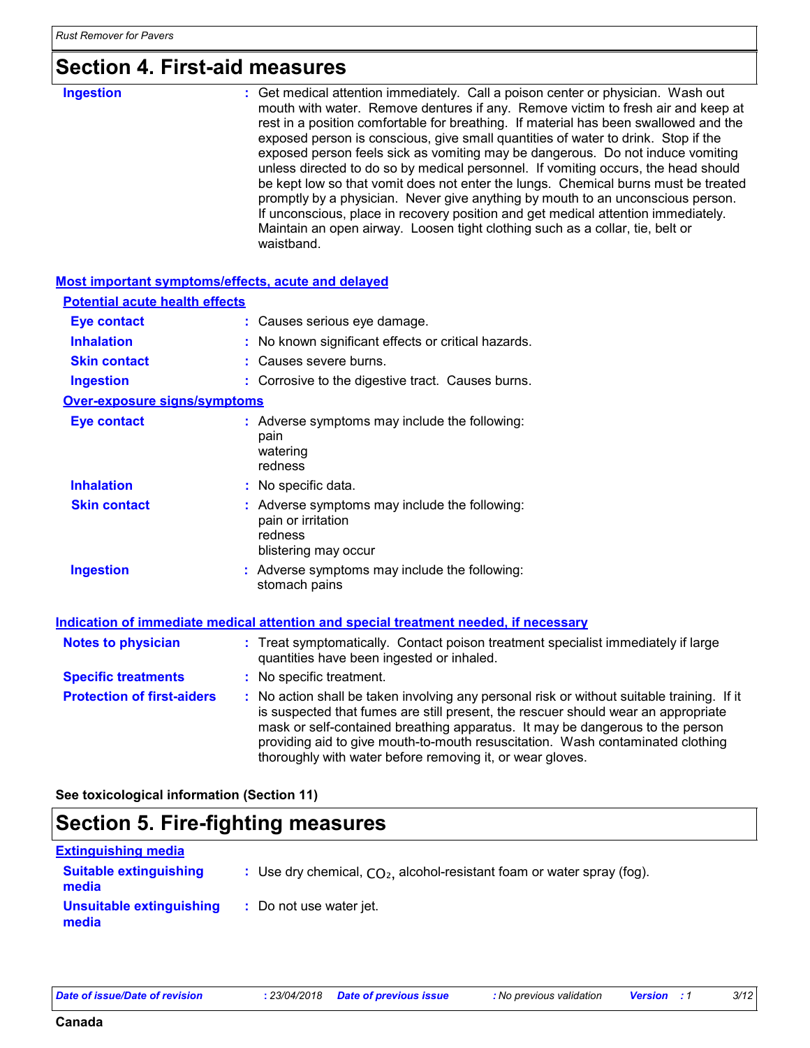# Section 4. First-aid measures

**Ingestion** : Get medical attention immediately. Call a poison center or physician. Wash out mouth with water. Remove dentures if any. Remove victim to fresh air and keep at rest in a position comfortable for breathing. If material has been swallowed and the exposed person is conscious, give small quantities of water to drink. Stop if the exposed person feels sick as vomiting may be dangerous. Do not induce vomiting unless directed to do so by medical personnel. If vomiting occurs, the head should be kept low so that vomit does not enter the lungs. Chemical burns must be treated promptly by a physician. Never give anything by mouth to an unconscious person. If unconscious, place in recovery position and get medical attention immediately. Maintain an open airway. Loosen tight clothing such as a collar, tie, belt or waistband.

## Most important symptoms/effects, acute and delayed

### Potential acute health effects

**Eye contact** : Causes serious eye damage.

**Inhalation** : No known significant effects or critical hazards.

**Skin contact** : Causes severe burns.

**Ingestion** : Corrosive to the digestive tract. Causes burns.

### Over-exposure signs/symptoms

**Eye contact** : Adverse symptoms may include the following:
pain
watering
redness

**Inhalation** : No specific data.

**Skin contact** : Adverse symptoms may include the following:
pain or irritation
redness
blistering may occur

**Ingestion** : Adverse symptoms may include the following:
stomach pains

## Indication of immediate medical attention and special treatment needed, if necessary

**Notes to physician** : Treat symptomatically. Contact poison treatment specialist immediately if large quantities have been ingested or inhaled.

**Specific treatments** : No specific treatment.

**Protection of first-aiders** : No action shall be taken involving any personal risk or without suitable training. If it is suspected that fumes are still present, the rescuer should wear an appropriate mask or self-contained breathing apparatus. It may be dangerous to the person providing aid to give mouth-to-mouth resuscitation. Wash contaminated clothing thoroughly with water before removing it, or wear gloves.

**See toxicological information (Section 11)**

# Section 5. Fire-fighting measures

## Extinguishing media

**Suitable extinguishing media** : Use dry chemical, $CO_2$, alcohol-resistant foam or water spray (fog).

**Unsuitable extinguishing media** : Do not use water jet.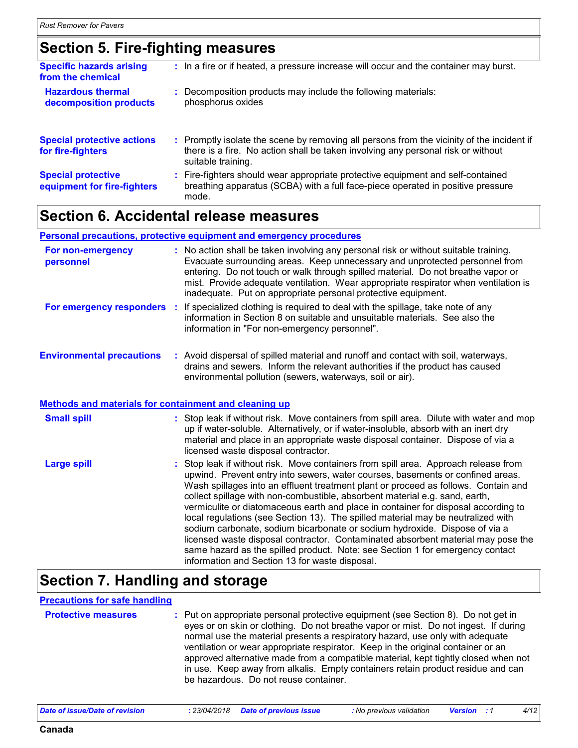## Section 5. Fire-fighting measures

**Specific hazards arising from the chemical** : In a fire or if heated, a pressure increase will occur and the container may burst.

**Hazardous thermal decomposition products** : Decomposition products may include the following materials: phosphorus oxides

**Special protective actions for fire-fighters** : Promptly isolate the scene by removing all persons from the vicinity of the incident if there is a fire. No action shall be taken involving any personal risk or without suitable training.

**Special protective equipment for fire-fighters** : Fire-fighters should wear appropriate protective equipment and self-contained breathing apparatus (SCBA) with a full face-piece operated in positive pressure mode.

## Section 6. Accidental release measures

### Personal precautions, protective equipment and emergency procedures

**For non-emergency personnel** : No action shall be taken involving any personal risk or without suitable training. Evacuate surrounding areas. Keep unnecessary and unprotected personnel from entering. Do not touch or walk through spilled material. Do not breathe vapor or mist. Provide adequate ventilation. Wear appropriate respirator when ventilation is inadequate. Put on appropriate personal protective equipment.

**For emergency responders** : If specialized clothing is required to deal with the spillage, take note of any information in Section 8 on suitable and unsuitable materials. See also the information in "For non-emergency personnel".

**Environmental precautions** : Avoid dispersal of spilled material and runoff and contact with soil, waterways, drains and sewers. Inform the relevant authorities if the product has caused environmental pollution (sewers, waterways, soil or air).

### Methods and materials for containment and cleaning up

**Small spill** : Stop leak if without risk. Move containers from spill area. Dilute with water and mop up if water-soluble. Alternatively, or if water-insoluble, absorb with an inert dry material and place in an appropriate waste disposal container. Dispose of via a licensed waste disposal contractor.

**Large spill** : Stop leak if without risk. Move containers from spill area. Approach release from upwind. Prevent entry into sewers, water courses, basements or confined areas. Wash spillages into an effluent treatment plant or proceed as follows. Contain and collect spillage with non-combustible, absorbent material e.g. sand, earth, vermiculite or diatomaceous earth and place in container for disposal according to local regulations (see Section 13). The spilled material may be neutralized with sodium carbonate, sodium bicarbonate or sodium hydroxide. Dispose of via a licensed waste disposal contractor. Contaminated absorbent material may pose the same hazard as the spilled product. Note: see Section 1 for emergency contact information and Section 13 for waste disposal.

## Section 7. Handling and storage

### Precautions for safe handling

**Protective measures** : Put on appropriate personal protective equipment (see Section 8). Do not get in eyes or on skin or clothing. Do not breathe vapor or mist. Do not ingest. If during normal use the material presents a respiratory hazard, use only with adequate ventilation or wear appropriate respirator. Keep in the original container or an approved alternative made from a compatible material, kept tightly closed when not in use. Keep away from alkalis. Empty containers retain product residue and can be hazardous. Do not reuse container.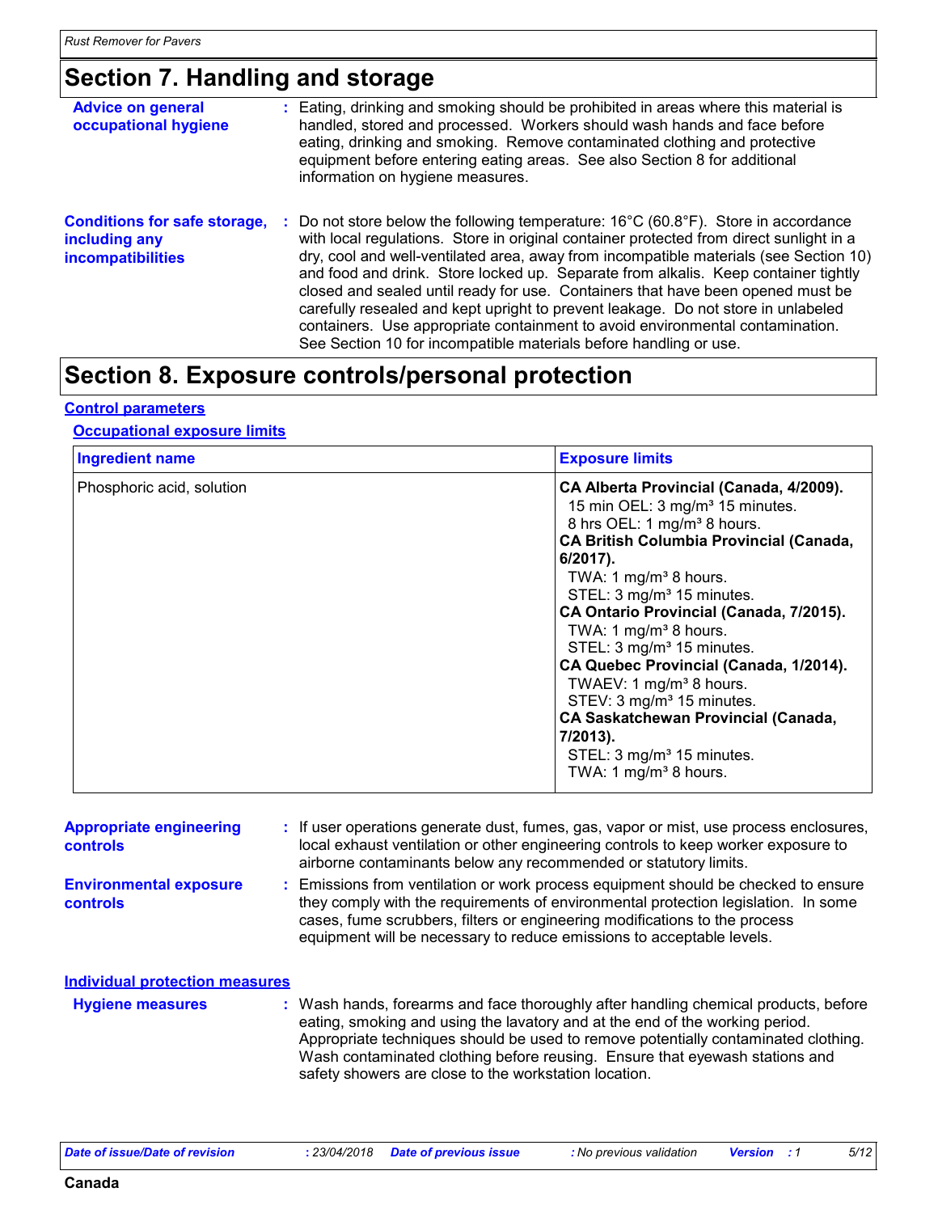# Section 7. Handling and storage

**Advice on general occupational hygiene** : Eating, drinking and smoking should be prohibited in areas where this material is handled, stored and processed. Workers should wash hands and face before eating, drinking and smoking. Remove contaminated clothing and protective equipment before entering eating areas. See also Section 8 for additional information on hygiene measures.

**Conditions for safe storage, including any incompatibilities** : Do not store below the following temperature: 16°C (60.8°F). Store in accordance with local regulations. Store in original container protected from direct sunlight in a dry, cool and well-ventilated area, away from incompatible materials (see Section 10) and food and drink. Store locked up. Separate from alkalis. Keep container tightly closed and sealed until ready for use. Containers that have been opened must be carefully resealed and kept upright to prevent leakage. Do not store in unlabeled containers. Use appropriate containment to avoid environmental contamination. See Section 10 for incompatible materials before handling or use.

# Section 8. Exposure controls/personal protection

## Control parameters

### Occupational exposure limits

| Ingredient name | Exposure limits |
|---|---|
| Phosphoric acid, solution | **CA Alberta Provincial (Canada, 4/2009).**<br>15 min OEL: 3 mg/m³ 15 minutes.<br>8 hrs OEL: 1 mg/m³ 8 hours.<br>**CA British Columbia Provincial (Canada, 6/2017).**<br>TWA: 1 mg/m³ 8 hours.<br>STEL: 3 mg/m³ 15 minutes.<br>**CA Ontario Provincial (Canada, 7/2015).**<br>TWA: 1 mg/m³ 8 hours.<br>STEL: 3 mg/m³ 15 minutes.<br>**CA Quebec Provincial (Canada, 1/2014).**<br>TWAEV: 1 mg/m³ 8 hours.<br>STEV: 3 mg/m³ 15 minutes.<br>**CA Saskatchewan Provincial (Canada, 7/2013).**<br>STEL: 3 mg/m³ 15 minutes.<br>TWA: 1 mg/m³ 8 hours. |

**Appropriate engineering controls** : If user operations generate dust, fumes, gas, vapor or mist, use process enclosures, local exhaust ventilation or other engineering controls to keep worker exposure to airborne contaminants below any recommended or statutory limits.

**Environmental exposure controls** : Emissions from ventilation or work process equipment should be checked to ensure they comply with the requirements of environmental protection legislation. In some cases, fume scrubbers, filters or engineering modifications to the process equipment will be necessary to reduce emissions to acceptable levels.

## Individual protection measures

**Hygiene measures** : Wash hands, forearms and face thoroughly after handling chemical products, before eating, smoking and using the lavatory and at the end of the working period. Appropriate techniques should be used to remove potentially contaminated clothing. Wash contaminated clothing before reusing. Ensure that eyewash stations and safety showers are close to the workstation location.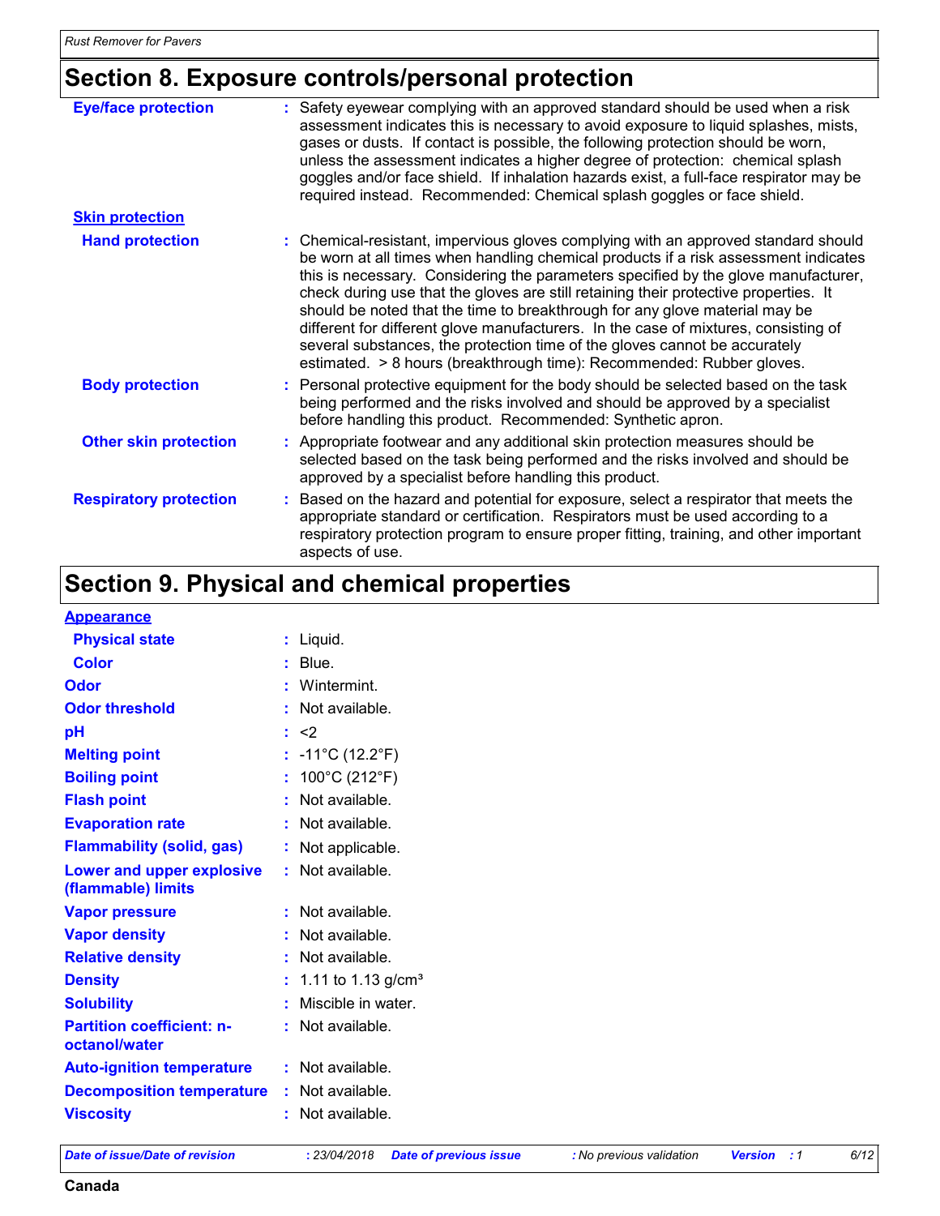## Section 8. Exposure controls/personal protection

| | |
|---|---|
| **Eye/face protection** | Safety eyewear complying with an approved standard should be used when a risk assessment indicates this is necessary to avoid exposure to liquid splashes, mists, gases or dusts. If contact is possible, the following protection should be worn, unless the assessment indicates a higher degree of protection: chemical splash goggles and/or face shield. If inhalation hazards exist, a full-face respirator may be required instead. Recommended: Chemical splash goggles or face shield. |
| **Skin protection** | |
| **Hand protection** | Chemical-resistant, impervious gloves complying with an approved standard should be worn at all times when handling chemical products if a risk assessment indicates this is necessary. Considering the parameters specified by the glove manufacturer, check during use that the gloves are still retaining their protective properties. It should be noted that the time to breakthrough for any glove material may be different for different glove manufacturers. In the case of mixtures, consisting of several substances, the protection time of the gloves cannot be accurately estimated. > 8 hours (breakthrough time): Recommended: Rubber gloves. |
| **Body protection** | Personal protective equipment for the body should be selected based on the task being performed and the risks involved and should be approved by a specialist before handling this product. Recommended: Synthetic apron. |
| **Other skin protection** | Appropriate footwear and any additional skin protection measures should be selected based on the task being performed and the risks involved and should be approved by a specialist before handling this product. |
| **Respiratory protection** | Based on the hazard and potential for exposure, select a respirator that meets the appropriate standard or certification. Respirators must be used according to a respiratory protection program to ensure proper fitting, training, and other important aspects of use. |

## Section 9. Physical and chemical properties

| | |
|---|---|
| **Appearance** | |
| **Physical state** | Liquid. |
| **Color** | Blue. |
| **Odor** | Wintermint. |
| **Odor threshold** | Not available. |
| **pH** | <2 |
| **Melting point** | -11°C (12.2°F) |
| **Boiling point** | 100°C (212°F) |
| **Flash point** | Not available. |
| **Evaporation rate** | Not available. |
| **Flammability (solid, gas)** | Not applicable. |
| **Lower and upper explosive (flammable) limits** | Not available. |
| **Vapor pressure** | Not available. |
| **Vapor density** | Not available. |
| **Relative density** | Not available. |
| **Density** | 1.11 to 1.13 g/cm³ |
| **Solubility** | Miscible in water. |
| **Partition coefficient: n-octanol/water** | Not available. |
| **Auto-ignition temperature** | Not available. |
| **Decomposition temperature** | Not available. |
| **Viscosity** | Not available. |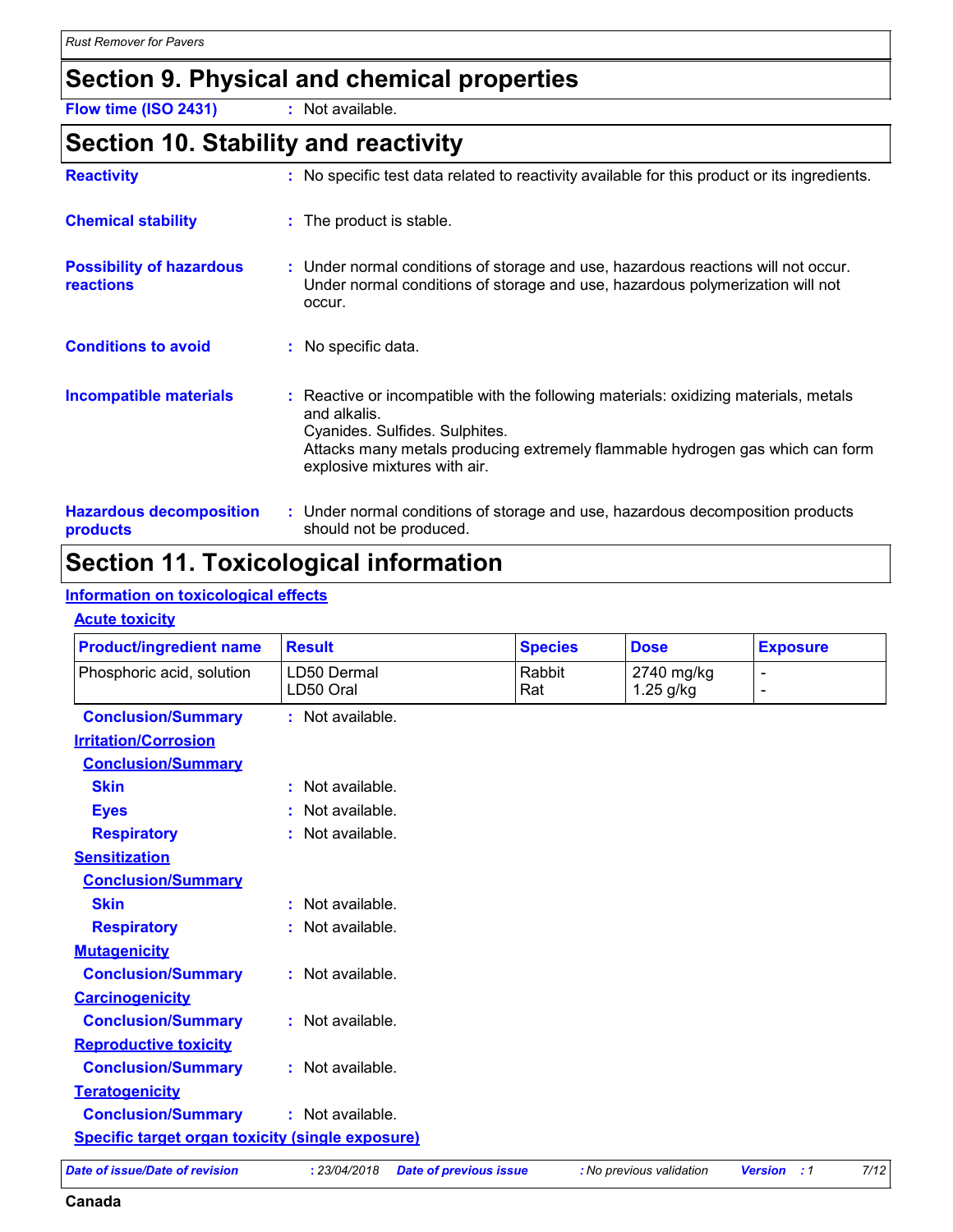## Section 9. Physical and chemical properties

**Flow time (ISO 2431)** : Not available.

## Section 10. Stability and reactivity

**Reactivity** : No specific test data related to reactivity available for this product or its ingredients.

**Chemical stability** : The product is stable.

**Possibility of hazardous reactions** : Under normal conditions of storage and use, hazardous reactions will not occur. Under normal conditions of storage and use, hazardous polymerization will not occur.

**Conditions to avoid** : No specific data.

**Incompatible materials** : Reactive or incompatible with the following materials: oxidizing materials, metals and alkalis.
Cyanides. Sulfides. Sulphites.
Attacks many metals producing extremely flammable hydrogen gas which can form explosive mixtures with air.

**Hazardous decomposition products** : Under normal conditions of storage and use, hazardous decomposition products should not be produced.

## Section 11. Toxicological information

### Information on toxicological effects

#### Acute toxicity

| Product/ingredient name | Result | Species | Dose | Exposure |
|---|---|---|---|---|
| Phosphoric acid, solution | LD50 Dermal<br>LD50 Oral | Rabbit<br>Rat | 2740 mg/kg<br>1.25 g/kg | -<br>- |

**Conclusion/Summary** : Not available.

#### Irritation/Corrosion

**Conclusion/Summary**

**Skin** : Not available.

**Eyes** : Not available.

**Respiratory** : Not available.

#### Sensitization

**Conclusion/Summary**

**Skin** : Not available.

**Respiratory** : Not available.

#### Mutagenicity

**Conclusion/Summary** : Not available.

#### Carcinogenicity

**Conclusion/Summary** : Not available.

#### Reproductive toxicity

**Conclusion/Summary** : Not available.

#### Teratogenicity

**Conclusion/Summary** : Not available.

#### Specific target organ toxicity (single exposure)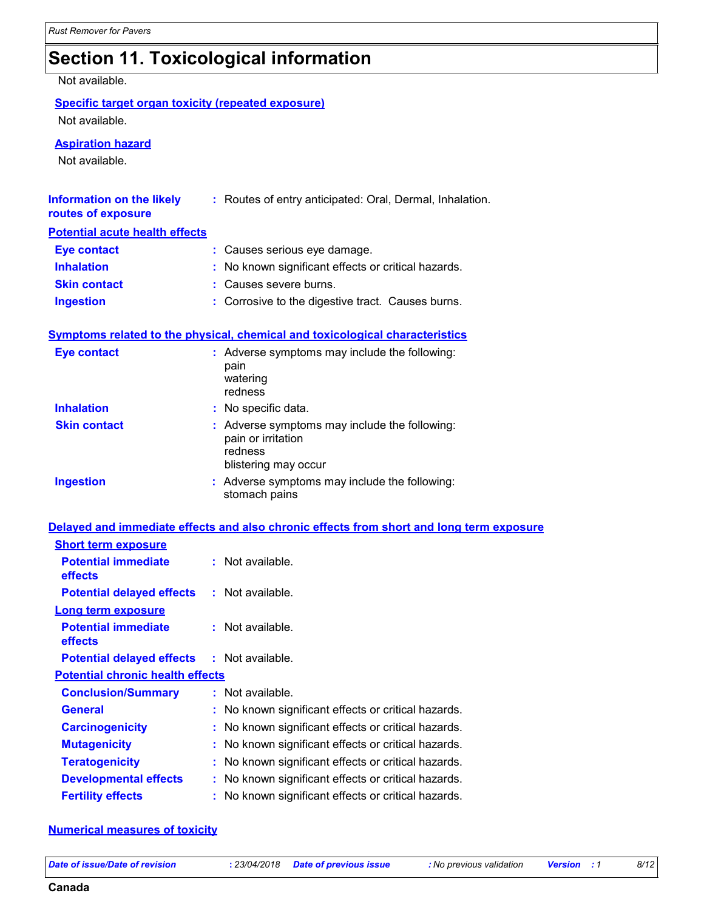# Section 11. Toxicological information

Not available.

**Specific target organ toxicity (repeated exposure)**

Not available.

**Aspiration hazard**

Not available.

**Information on the likely routes of exposure** : Routes of entry anticipated: Oral, Dermal, Inhalation.

**Potential acute health effects**

| | |
|---|---|
| **Eye contact** | : Causes serious eye damage. |
| **Inhalation** | : No known significant effects or critical hazards. |
| **Skin contact** | : Causes severe burns. |
| **Ingestion** | : Corrosive to the digestive tract. Causes burns. |

**Symptoms related to the physical, chemical and toxicological characteristics**

| | |
|---|---|
| **Eye contact** | : Adverse symptoms may include the following: pain, watering, redness |
| **Inhalation** | : No specific data. |
| **Skin contact** | : Adverse symptoms may include the following: pain or irritation, redness, blistering may occur |
| **Ingestion** | : Adverse symptoms may include the following: stomach pains |

**Delayed and immediate effects and also chronic effects from short and long term exposure**

**Short term exposure**

| | |
|---|---|
| **Potential immediate effects** | : Not available. |
| **Potential delayed effects** | : Not available. |

**Long term exposure**

| | |
|---|---|
| **Potential immediate effects** | : Not available. |
| **Potential delayed effects** | : Not available. |

**Potential chronic health effects**

| | |
|---|---|
| **Conclusion/Summary** | : Not available. |
| **General** | : No known significant effects or critical hazards. |
| **Carcinogenicity** | : No known significant effects or critical hazards. |
| **Mutagenicity** | : No known significant effects or critical hazards. |
| **Teratogenicity** | : No known significant effects or critical hazards. |
| **Developmental effects** | : No known significant effects or critical hazards. |
| **Fertility effects** | : No known significant effects or critical hazards. |

**Numerical measures of toxicity**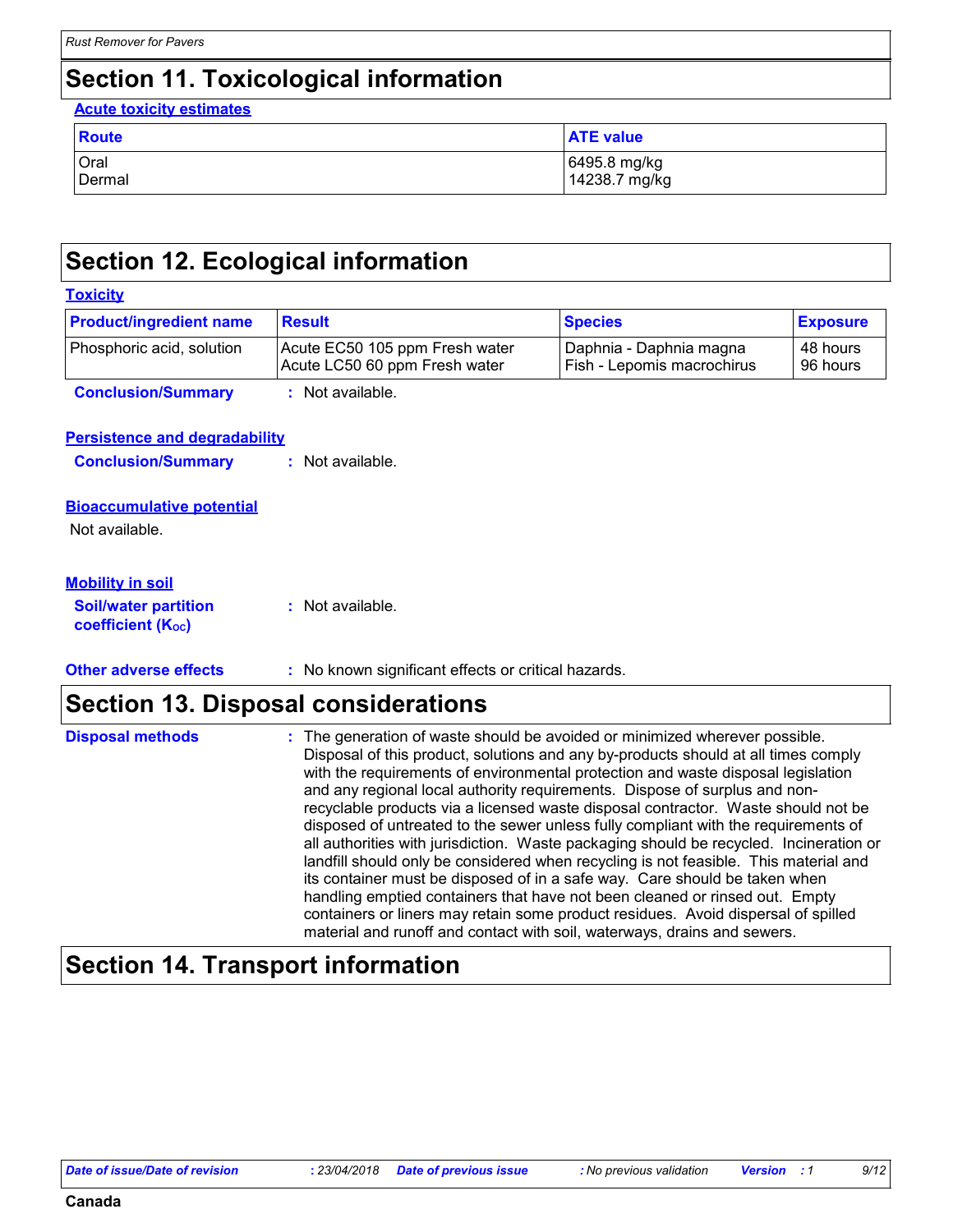## Section 11. Toxicological information

**Acute toxicity estimates**

| Route | ATE value |
| --- | --- |
| Oral | 6495.8 mg/kg |
| Dermal | 14238.7 mg/kg |

## Section 12. Ecological information

**Toxicity**

| Product/ingredient name | Result | Species | Exposure |
| --- | --- | --- | --- |
| Phosphoric acid, solution | Acute EC50 105 ppm Fresh water | Daphnia - Daphnia magna | 48 hours |
| | Acute LC50 60 ppm Fresh water | Fish - Lepomis macrochirus | 96 hours |

**Conclusion/Summary** : Not available.

**Persistence and degradability**

**Conclusion/Summary** : Not available.

**Bioaccumulative potential**

Not available.

**Mobility in soil**

**Soil/water partition coefficient ($K_{OC}$)** : Not available.

**Other adverse effects** : No known significant effects or critical hazards.

## Section 13. Disposal considerations

**Disposal methods** : The generation of waste should be avoided or minimized wherever possible. Disposal of this product, solutions and any by-products should at all times comply with the requirements of environmental protection and waste disposal legislation and any regional local authority requirements. Dispose of surplus and non-recyclable products via a licensed waste disposal contractor. Waste should not be disposed of untreated to the sewer unless fully compliant with the requirements of all authorities with jurisdiction. Waste packaging should be recycled. Incineration or landfill should only be considered when recycling is not feasible. This material and its container must be disposed of in a safe way. Care should be taken when handling emptied containers that have not been cleaned or rinsed out. Empty containers or liners may retain some product residues. Avoid dispersal of spilled material and runoff and contact with soil, waterways, drains and sewers.

## Section 14. Transport information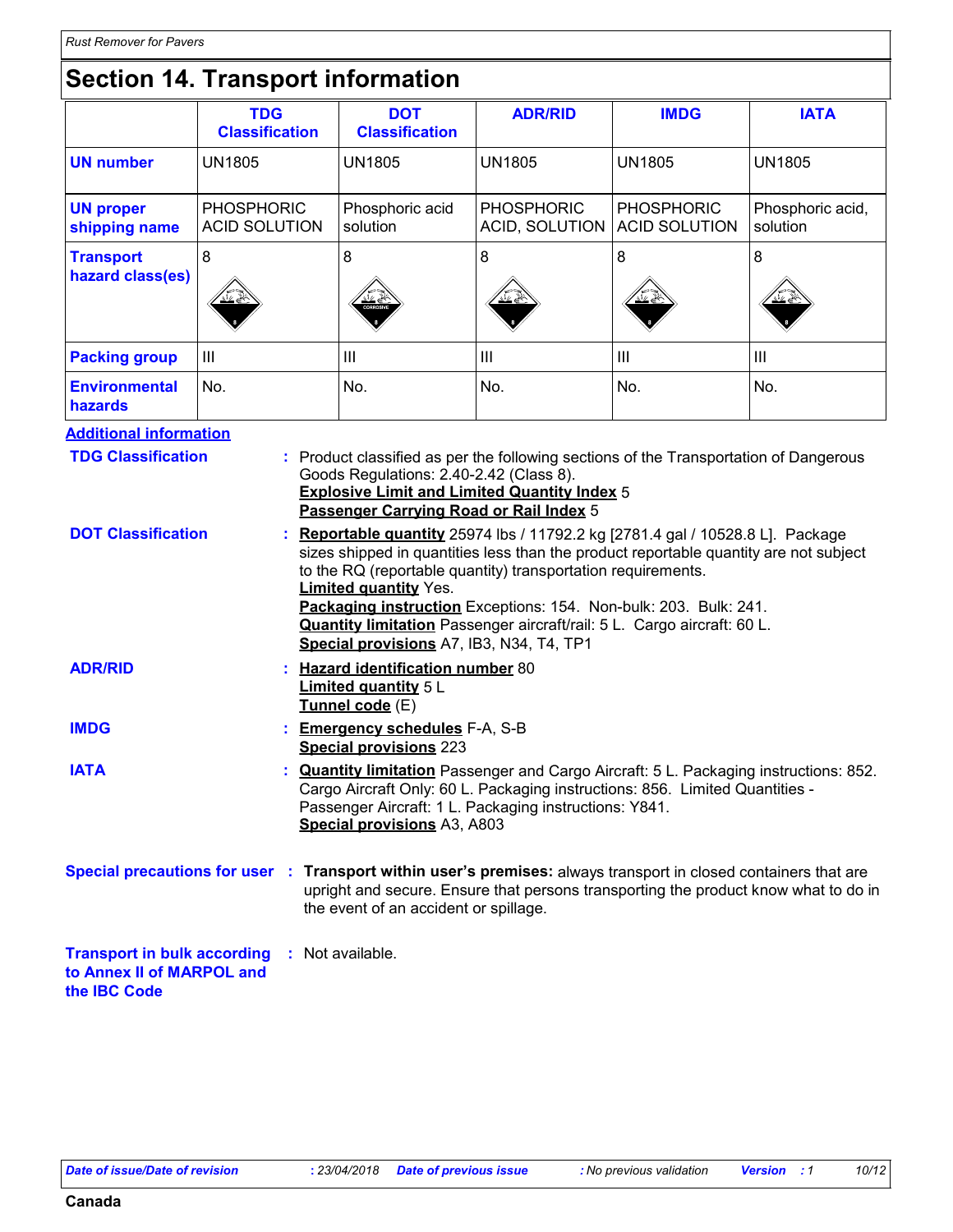# Section 14. Transport information

| | TDG Classification | DOT Classification | ADR/RID | IMDG | IATA |
|---|---|---|---|---|---|
| **UN number** | UN1805 | UN1805 | UN1805 | UN1805 | UN1805 |
| **UN proper shipping name** | PHOSPHORIC ACID SOLUTION | Phosphoric acid solution | PHOSPHORIC ACID, SOLUTION | PHOSPHORIC ACID SOLUTION | Phosphoric acid, solution |
| **Transport hazard class(es)** | 8 | 8 | 8 | 8 | 8 |
| **Packing group** | III | III | III | III | III |
| **Environmental hazards** | No. | No. | No. | No. | No. |

**Additional information**

**TDG Classification** : Product classified as per the following sections of the Transportation of Dangerous Goods Regulations: 2.40-2.42 (Class 8).
**Explosive Limit and Limited Quantity Index** 5
**Passenger Carrying Road or Rail Index** 5

**DOT Classification** : **Reportable quantity** 25974 lbs / 11792.2 kg [2781.4 gal / 10528.8 L]. Package sizes shipped in quantities less than the product reportable quantity are not subject to the RQ (reportable quantity) transportation requirements.
**Limited quantity** Yes.
**Packaging instruction** Exceptions: 154. Non-bulk: 203. Bulk: 241.
**Quantity limitation** Passenger aircraft/rail: 5 L. Cargo aircraft: 60 L.
**Special provisions** A7, IB3, N34, T4, TP1

**ADR/RID** : **Hazard identification number** 80
**Limited quantity** 5 L
**Tunnel code** (E)

**IMDG** : **Emergency schedules** F-A, S-B
**Special provisions** 223

**IATA** : **Quantity limitation** Passenger and Cargo Aircraft: 5 L. Packaging instructions: 852. Cargo Aircraft Only: 60 L. Packaging instructions: 856. Limited Quantities - Passenger Aircraft: 1 L. Packaging instructions: Y841.
**Special provisions** A3, A803

**Special precautions for user** : **Transport within user's premises:** always transport in closed containers that are upright and secure. Ensure that persons transporting the product know what to do in the event of an accident or spillage.

**Transport in bulk according to Annex II of MARPOL and the IBC Code** : Not available.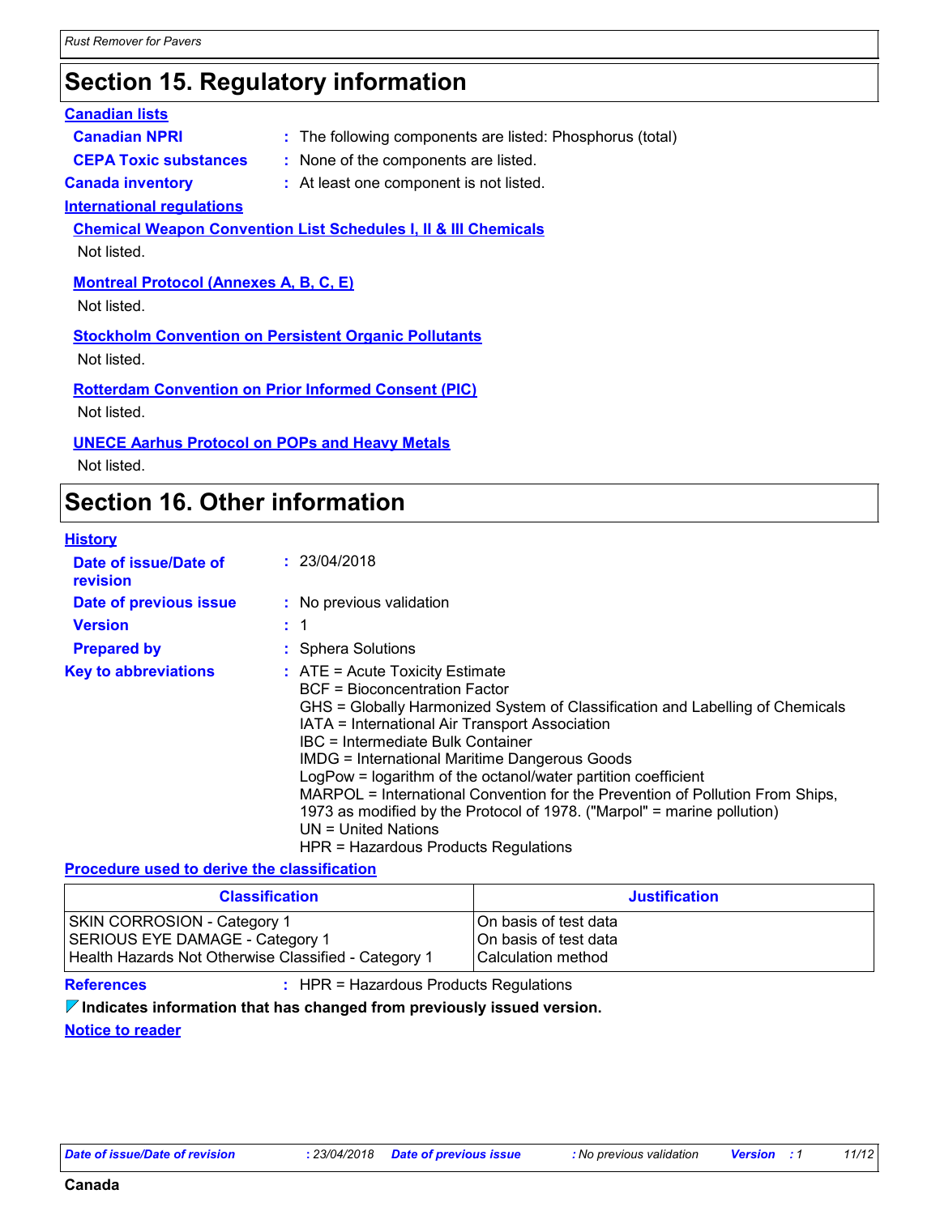# Section 15. Regulatory information

**Canadian lists**

**Canadian NPRI** : The following components are listed: Phosphorus (total)

**CEPA Toxic substances** : None of the components are listed.

**Canada inventory** : At least one component is not listed.

**International regulations**

**Chemical Weapon Convention List Schedules I, II & III Chemicals**

Not listed.

**Montreal Protocol (Annexes A, B, C, E)**

Not listed.

**Stockholm Convention on Persistent Organic Pollutants**

Not listed.

**Rotterdam Convention on Prior Informed Consent (PIC)**

Not listed.

**UNECE Aarhus Protocol on POPs and Heavy Metals**

Not listed.

# Section 16. Other information

**History**

**Date of issue/Date of revision** : 23/04/2018

**Date of previous issue** : No previous validation

**Version** : 1

**Prepared by** : Sphera Solutions

**Key to abbreviations** : ATE = Acute Toxicity Estimate
BCF = Bioconcentration Factor
GHS = Globally Harmonized System of Classification and Labelling of Chemicals
IATA = International Air Transport Association
IBC = Intermediate Bulk Container
IMDG = International Maritime Dangerous Goods
LogPow = logarithm of the octanol/water partition coefficient
MARPOL = International Convention for the Prevention of Pollution From Ships, 1973 as modified by the Protocol of 1978. ("Marpol" = marine pollution)
UN = United Nations
HPR = Hazardous Products Regulations

**Procedure used to derive the classification**

| Classification | Justification |
|---|---|
| SKIN CORROSION - Category 1 | On basis of test data |
| SERIOUS EYE DAMAGE - Category 1 | On basis of test data |
| Health Hazards Not Otherwise Classified - Category 1 | Calculation method |

**References** : HPR = Hazardous Products Regulations

**Indicates information that has changed from previously issued version.**

**Notice to reader**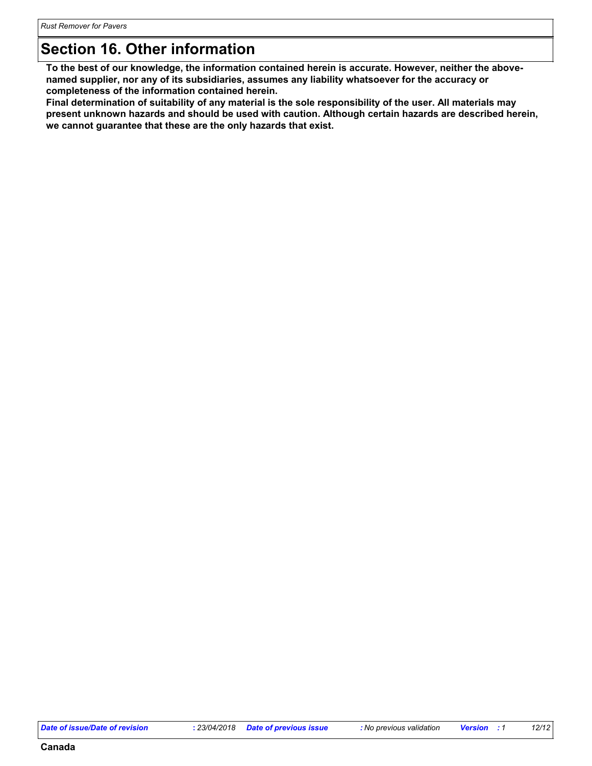## Section 16. Other information

**To the best of our knowledge, the information contained herein is accurate. However, neither the above-named supplier, nor any of its subsidiaries, assumes any liability whatsoever for the accuracy or completeness of the information contained herein.**
**Final determination of suitability of any material is the sole responsibility of the user. All materials may present unknown hazards and should be used with caution. Although certain hazards are described herein, we cannot guarantee that these are the only hazards that exist.**